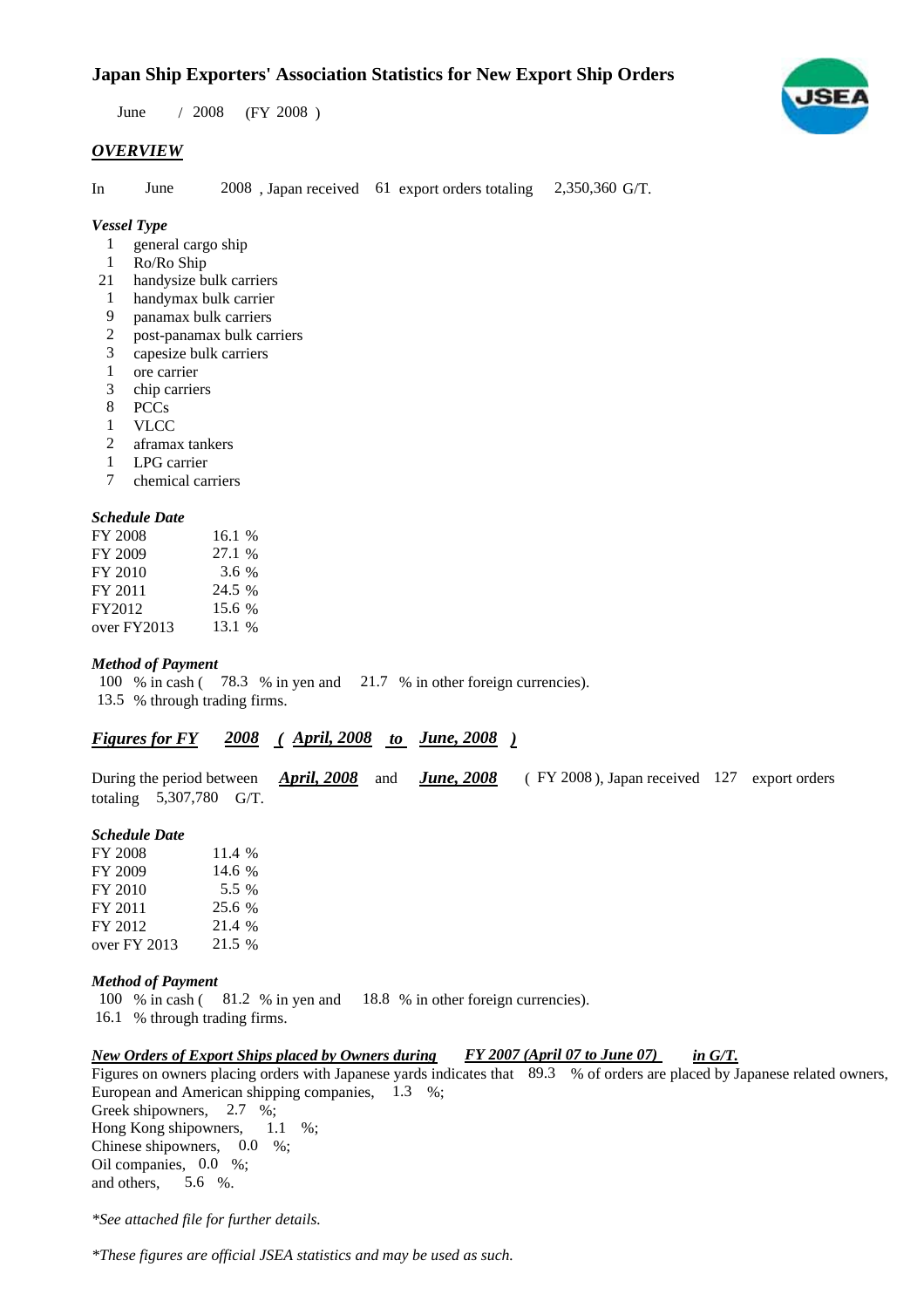# Japan Ship Exporters' Association Statistics for New Export Ship Orders

June / 2008 (FY 2008 )

## *OVERVIEW*

In June 2008 , Japan received 61 export orders totaling 2,350,360 G/T.

### *Vessel Type*

- 1 general cargo ship
- 1 Ro/Ro Ship
- 21 handysize bulk carriers
- 1 handymax bulk carrier
- 9 panamax bulk carriers
- 2 post-panamax bulk carriers
- 3 capesize bulk carriers
- 1 ore carrier
- 3 chip carriers
- 8 PCCs
- 1 VLCC
- 2 aframax tankers
- 1 LPG carrier
- 7 chemical carriers

### *Schedule Date*

| | |
|---|---|
| FY 2008 | 16.1 % |
| FY 2009 | 27.1 % |
| FY 2010 | 3.6 % |
| FY 2011 | 24.5 % |
| FY2012 | 15.6 % |
| over FY2013 | 13.1 % |

### *Method of Payment*

100 % in cash ( 78.3 % in yen and 21.7 % in other foreign currencies).
13.5 % through trading firms.

## ***Figures for FY 2008 ( April, 2008 to June, 2008 )***

During the period between ***April, 2008*** and ***June, 2008*** ( FY 2008 ), Japan received 127 export orders totaling 5,307,780 G/T.

### *Schedule Date*

| | |
|---|---|
| FY 2008 | 11.4 % |
| FY 2009 | 14.6 % |
| FY 2010 | 5.5 % |
| FY 2011 | 25.6 % |
| FY 2012 | 21.4 % |
| over FY 2013 | 21.5 % |

### *Method of Payment*

100 % in cash ( 81.2 % in yen and 18.8 % in other foreign currencies).
16.1 % through trading firms.

### ***New Orders of Export Ships placed by Owners during FY 2007 (April 07 to June 07) in G/T.***

Figures on owners placing orders with Japanese yards indicates that 89.3 % of orders are placed by Japanese related owners,
European and American shipping companies, 1.3 %;
Greek shipowners, 2.7 %;
Hong Kong shipowners, 1.1 %;
Chinese shipowners, 0.0 %;
Oil companies, 0.0 %;
and others, 5.6 %.

*\*See attached file for further details.*

*\*These figures are official JSEA statistics and may be used as such.*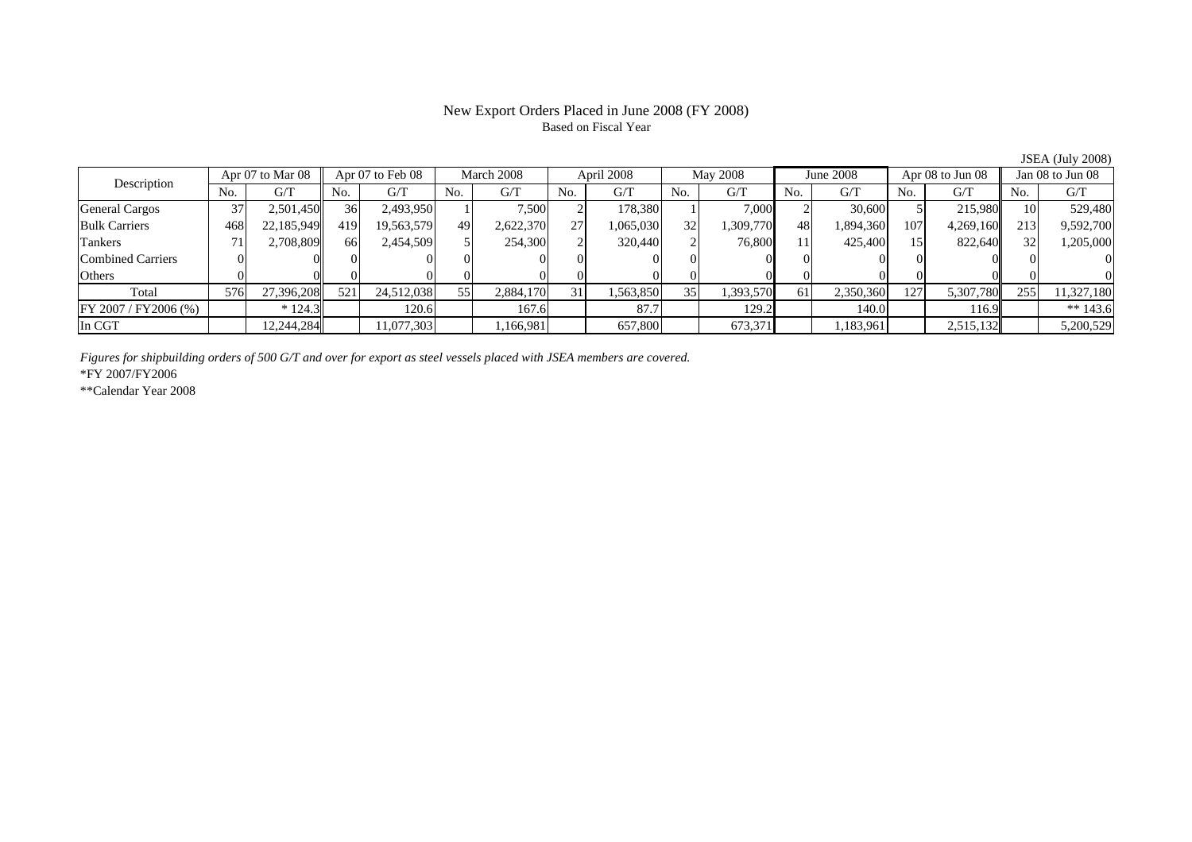# New Export Orders Placed in June 2008 (FY 2008)

Based on Fiscal Year

JSEA (July 2008)

| Description | Apr 07 to Mar 08 | | Apr 07 to Feb 08 | | March 2008 | | April 2008 | | May 2008 | | June 2008 | | Apr 08 to Jun 08 | | Jan 08 to Jun 08 | |
|---|---|---|---|---|---|---|---|---|---|---|---|---|---|---|---|---|
| | No. | G/T | No. | G/T | No. | G/T | No. | G/T | No. | G/T | No. | G/T | No. | G/T | No. | G/T |
| General Cargos | 37 | 2,501,450 | 36 | 2,493,950 | 1 | 7,500 | 2 | 178,380 | 1 | 7,000 | 2 | 30,600 | 5 | 215,980 | 10 | 529,480 |
| Bulk Carriers | 468 | 22,185,949 | 419 | 19,563,579 | 49 | 2,622,370 | 27 | 1,065,030 | 32 | 1,309,770 | 48 | 1,894,360 | 107 | 4,269,160 | 213 | 9,592,700 |
| Tankers | 71 | 2,708,809 | 66 | 2,454,509 | 5 | 254,300 | 2 | 320,440 | 2 | 76,800 | 11 | 425,400 | 15 | 822,640 | 32 | 1,205,000 |
| Combined Carriers | 0 | 0 | 0 | 0 | 0 | 0 | 0 | 0 | 0 | 0 | 0 | 0 | 0 | 0 | 0 | 0 |
| Others | 0 | 0 | 0 | 0 | 0 | 0 | 0 | 0 | 0 | 0 | 0 | 0 | 0 | 0 | 0 | 0 |
| Total | 576 | 27,396,208 | 521 | 24,512,038 | 55 | 2,884,170 | 31 | 1,563,850 | 35 | 1,393,570 | 61 | 2,350,360 | 127 | 5,307,780 | 255 | 11,327,180 |
| FY 2007 / FY2006 (%) | | * 124.3 | | 120.6 | | 167.6 | | 87.7 | | 129.2 | | 140.0 | | 116.9 | | ** 143.6 |
| In CGT | | 12,244,284 | | 11,077,303 | | 1,166,981 | | 657,800 | | 673,371 | | 1,183,961 | | 2,515,132 | | 5,200,529 |

*Figures for shipbuilding orders of 500 G/T and over for export as steel vessels placed with JSEA members are covered.*

*FY 2007/FY2006

**Calendar Year 2008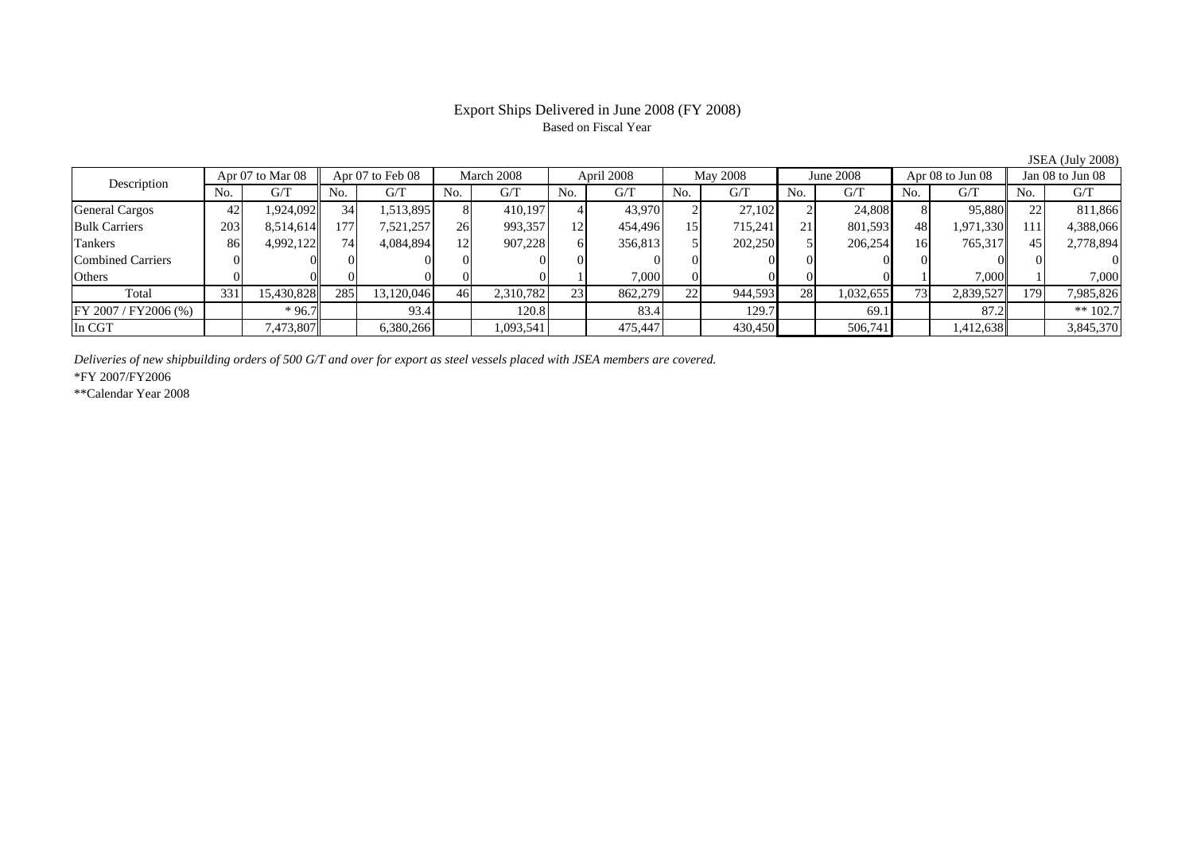# Export Ships Delivered in June 2008 (FY 2008)

Based on Fiscal Year

JSEA (July 2008)

| Description | Apr 07 to Mar 08 | | Apr 07 to Feb 08 | | March 2008 | | April 2008 | | May 2008 | | June 2008 | | Apr 08 to Jun 08 | | Jan 08 to Jun 08 | |
|---|---|---|---|---|---|---|---|---|---|---|---|---|---|---|---|---|
| | No. | G/T | No. | G/T | No. | G/T | No. | G/T | No. | G/T | No. | G/T | No. | G/T | No. | G/T |
| General Cargos | 42 | 1,924,092 | 34 | 1,513,895 | 8 | 410,197 | 4 | 43,970 | 2 | 27,102 | 2 | 24,808 | 8 | 95,880 | 22 | 811,866 |
| Bulk Carriers | 203 | 8,514,614 | 177 | 7,521,257 | 26 | 993,357 | 12 | 454,496 | 15 | 715,241 | 21 | 801,593 | 48 | 1,971,330 | 111 | 4,388,066 |
| Tankers | 86 | 4,992,122 | 74 | 4,084,894 | 12 | 907,228 | 6 | 356,813 | 5 | 202,250 | 5 | 206,254 | 16 | 765,317 | 45 | 2,778,894 |
| Combined Carriers | 0 | 0 | 0 | 0 | 0 | 0 | 0 | 0 | 0 | 0 | 0 | 0 | 0 | 0 | 0 | 0 |
| Others | 0 | 0 | 0 | 0 | 0 | 0 | 1 | 7,000 | 0 | 0 | 0 | 0 | 1 | 7,000 | 1 | 7,000 |
| Total | 331 | 15,430,828 | 285 | 13,120,046 | 46 | 2,310,782 | 23 | 862,279 | 22 | 944,593 | 28 | 1,032,655 | 73 | 2,839,527 | 179 | 7,985,826 |
| FY 2007 / FY2006 (%) | | * 96.7 | | 93.4 | | 120.8 | | 83.4 | | 129.7 | | 69.1 | | 87.2 | | ** 102.7 |
| In CGT | | 7,473,807 | | 6,380,266 | | 1,093,541 | | 475,447 | | 430,450 | | 506,741 | | 1,412,638 | | 3,845,370 |

*Deliveries of new shipbuilding orders of 500 G/T and over for export as steel vessels placed with JSEA members are covered.*

*FY 2007/FY2006

**Calendar Year 2008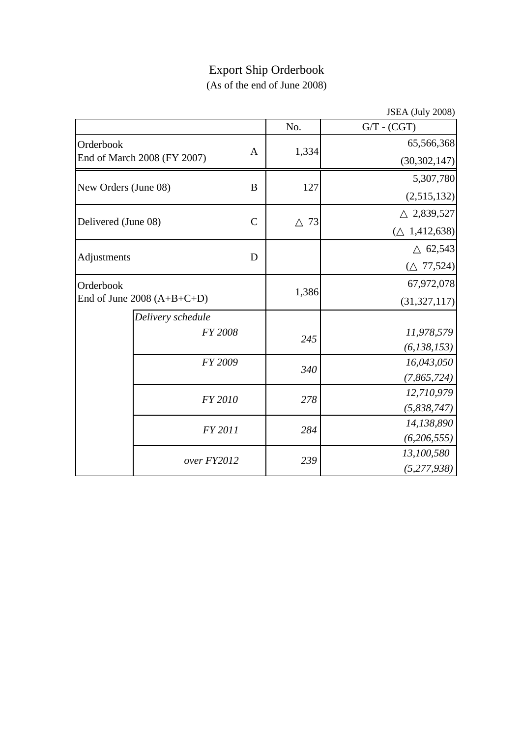# Export Ship Orderbook

(As of the end of June 2008)

JSEA (July 2008)

| | | | No. | G/T - (CGT) |
|---|---|---|---|---|
| Orderbook<br>End of March 2008 (FY 2007) | | A | 1,334 | 65,566,368<br>(30,302,147) |
| New Orders (June 08) | | B | 127 | 5,307,780<br>(2,515,132) |
| Delivered (June 08) | | C | △ 73 | △ 2,839,527<br>(△ 1,412,638) |
| Adjustments | | D | | △ 62,543<br>(△ 77,524) |
| Orderbook<br>End of June 2008 (A+B+C+D) | | | 1,386 | 67,972,078<br>(31,327,117) |
| | *Delivery schedule*<br>*FY 2008* | | *245* | *11,978,579*<br>*(6,138,153)* |
| | *FY 2009* | | *340* | *16,043,050*<br>*(7,865,724)* |
| | *FY 2010* | | *278* | *12,710,979*<br>*(5,838,747)* |
| | *FY 2011* | | *284* | *14,138,890*<br>*(6,206,555)* |
| | *over FY2012* | | *239* | *13,100,580*<br>*(5,277,938)* |